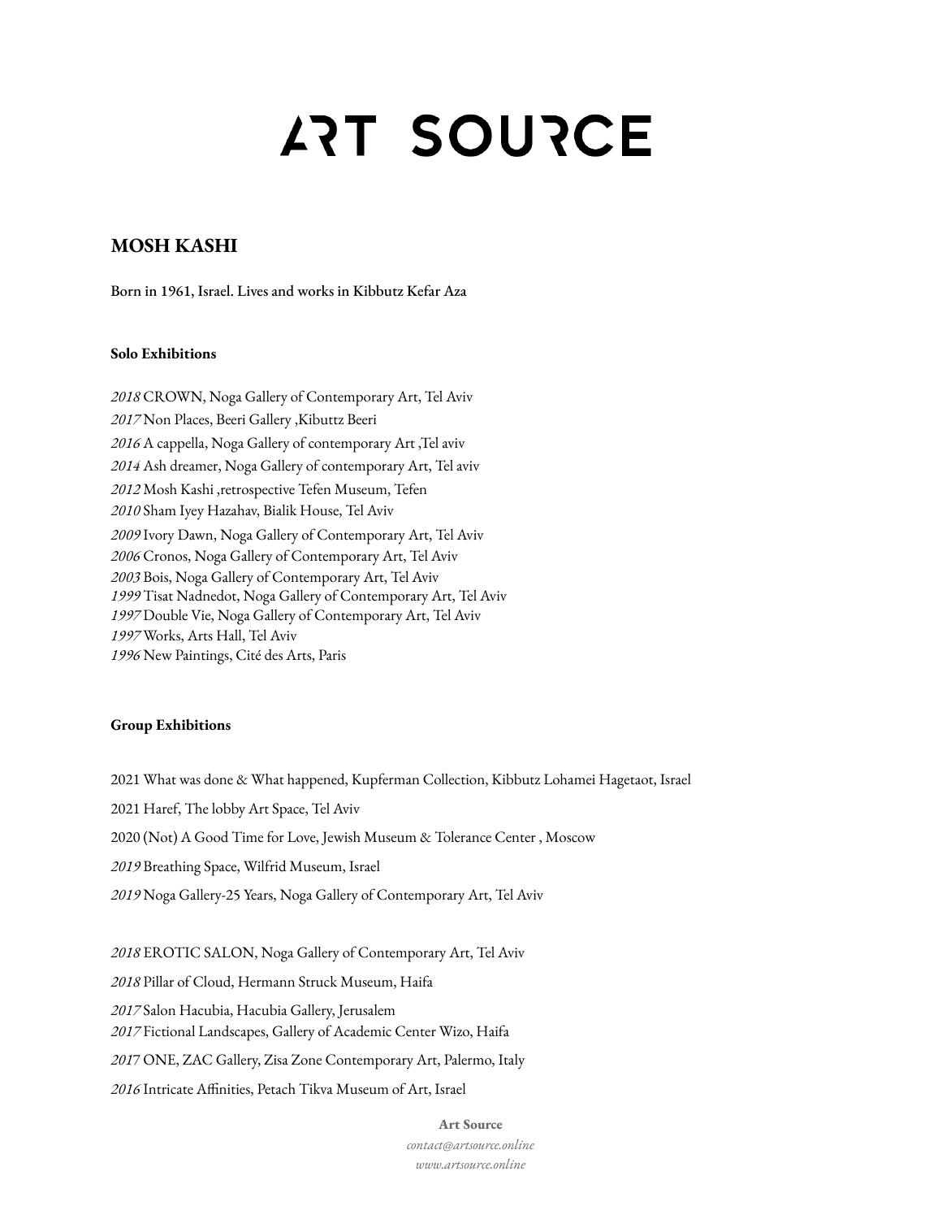# ART SOURCE

## MOSH KASHI

Born in 1961, Israel. Lives and works in Kibbutz Kefar Aza

### Solo Exhibitions

*2018* CROWN, Noga Gallery of Contemporary Art, Tel Aviv
*2017* Non Places, Beeri Gallery ,Kibuttz Beeri
*2016* A cappella, Noga Gallery of contemporary Art ,Tel aviv
*2014* Ash dreamer, Noga Gallery of contemporary Art, Tel aviv
*2012* Mosh Kashi ,retrospective Tefen Museum, Tefen
*2010* Sham Iyey Hazahav, Bialik House, Tel Aviv
*2009* Ivory Dawn, Noga Gallery of Contemporary Art, Tel Aviv
*2006* Cronos, Noga Gallery of Contemporary Art, Tel Aviv
*2003* Bois, Noga Gallery of Contemporary Art, Tel Aviv
*1999* Tisat Nadnedot, Noga Gallery of Contemporary Art, Tel Aviv
*1997* Double Vie, Noga Gallery of Contemporary Art, Tel Aviv
*1997* Works, Arts Hall, Tel Aviv
*1996* New Paintings, Cité des Arts, Paris

### Group Exhibitions

2021 What was done & What happened, Kupferman Collection, Kibbutz Lohamei Hagetaot, Israel

2021 Haref, The lobby Art Space, Tel Aviv

2020 (Not) A Good Time for Love, Jewish Museum & Tolerance Center , Moscow

*2019* Breathing Space, Wilfrid Museum, Israel

*2019* Noga Gallery-25 Years, Noga Gallery of Contemporary Art, Tel Aviv

*2018* EROTIC SALON, Noga Gallery of Contemporary Art, Tel Aviv

*2018* Pillar of Cloud, Hermann Struck Museum, Haifa

*2017* Salon Hacubia, Hacubia Gallery, Jerusalem
*2017* Fictional Landscapes, Gallery of Academic Center Wizo, Haifa

*2017* ONE, ZAC Gallery, Zisa Zone Contemporary Art, Palermo, Italy

*2016* Intricate Affinities, Petach Tikva Museum of Art, Israel

**Art Source**
*contact@artsource.online*
*www.artsource.online*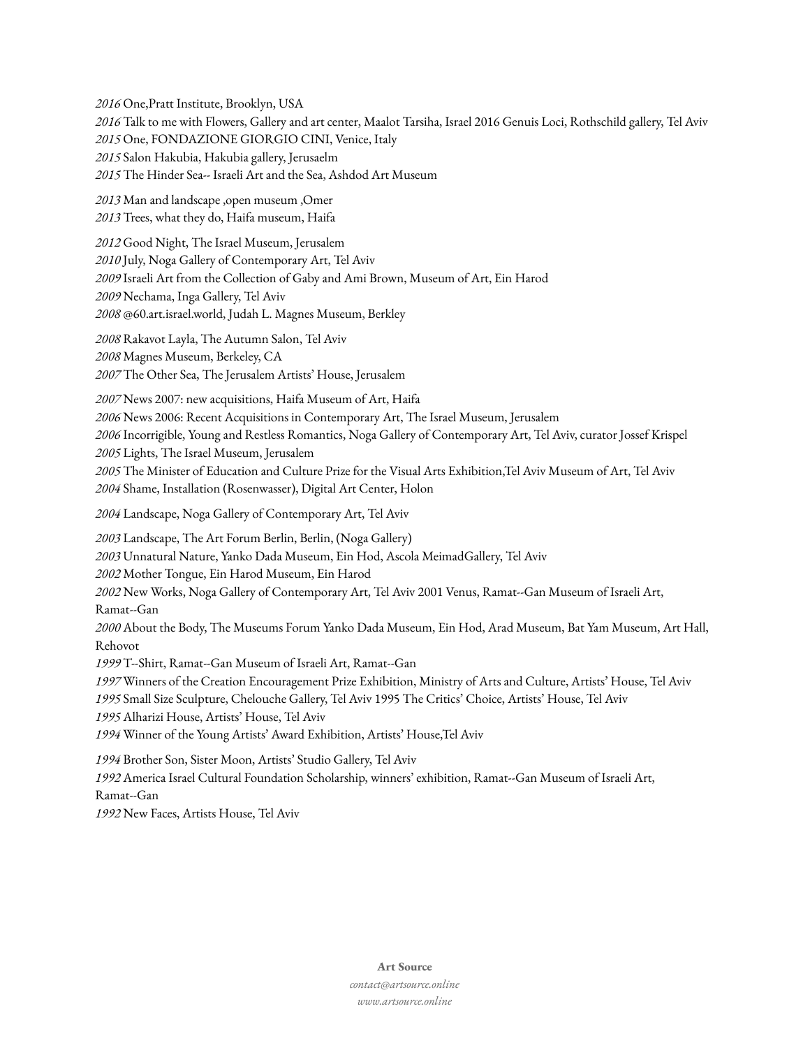*2016* One,Pratt Institute, Brooklyn, USA
*2016* Talk to me with Flowers, Gallery and art center, Maalot Tarsiha, Israel 2016 Genuis Loci, Rothschild gallery, Tel Aviv
*2015* One, FONDAZIONE GIORGIO CINI, Venice, Italy
*2015* Salon Hakubia, Hakubia gallery, Jerusaelm
*2015* The Hinder Sea-- Israeli Art and the Sea, Ashdod Art Museum

*2013* Man and landscape ,open museum ,Omer
*2013* Trees, what they do, Haifa museum, Haifa

*2012* Good Night, The Israel Museum, Jerusalem
*2010* July, Noga Gallery of Contemporary Art, Tel Aviv
*2009* Israeli Art from the Collection of Gaby and Ami Brown, Museum of Art, Ein Harod
*2009* Nechama, Inga Gallery, Tel Aviv
*2008* @60.art.israel.world, Judah L. Magnes Museum, Berkley

*2008* Rakavot Layla, The Autumn Salon, Tel Aviv
*2008* Magnes Museum, Berkeley, CA
*2007* The Other Sea, The Jerusalem Artists' House, Jerusalem

*2007* News 2007: new acquisitions, Haifa Museum of Art, Haifa
*2006* News 2006: Recent Acquisitions in Contemporary Art, The Israel Museum, Jerusalem
*2006* Incorrigible, Young and Restless Romantics, Noga Gallery of Contemporary Art, Tel Aviv, curator Jossef Krispel
*2005* Lights, The Israel Museum, Jerusalem
*2005* The Minister of Education and Culture Prize for the Visual Arts Exhibition,Tel Aviv Museum of Art, Tel Aviv
*2004* Shame, Installation (Rosenwasser), Digital Art Center, Holon

*2004* Landscape, Noga Gallery of Contemporary Art, Tel Aviv

*2003* Landscape, The Art Forum Berlin, Berlin, (Noga Gallery)
*2003* Unnatural Nature, Yanko Dada Museum, Ein Hod, Ascola MeimadGallery, Tel Aviv
*2002* Mother Tongue, Ein Harod Museum, Ein Harod
*2002* New Works, Noga Gallery of Contemporary Art, Tel Aviv 2001 Venus, Ramat--Gan Museum of Israeli Art, Ramat--Gan
*2000* About the Body, The Museums Forum Yanko Dada Museum, Ein Hod, Arad Museum, Bat Yam Museum, Art Hall, Rehovot
*1999* T--Shirt, Ramat--Gan Museum of Israeli Art, Ramat--Gan
*1997* Winners of the Creation Encouragement Prize Exhibition, Ministry of Arts and Culture, Artists' House, Tel Aviv
*1995* Small Size Sculpture, Chelouche Gallery, Tel Aviv 1995 The Critics' Choice, Artists' House, Tel Aviv
*1995* Alharizi House, Artists' House, Tel Aviv
*1994* Winner of the Young Artists' Award Exhibition, Artists' House,Tel Aviv

*1994* Brother Son, Sister Moon, Artists' Studio Gallery, Tel Aviv
*1992* America Israel Cultural Foundation Scholarship, winners' exhibition, Ramat--Gan Museum of Israeli Art, Ramat--Gan
*1992* New Faces, Artists House, Tel Aviv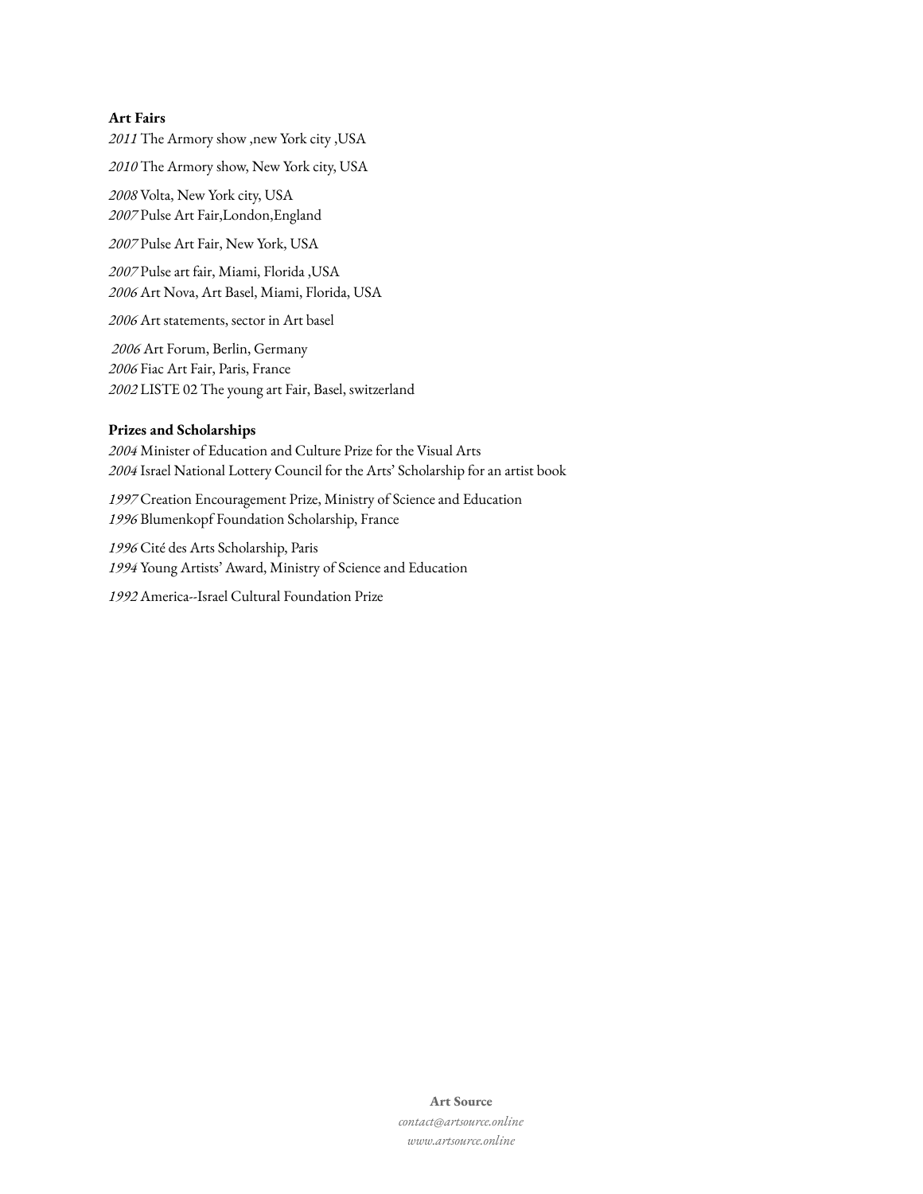**Art Fairs**

*2011* The Armory show ,new York city ,USA

*2010* The Armory show, New York city, USA

*2008* Volta, New York city, USA
*2007* Pulse Art Fair,London,England

*2007* Pulse Art Fair, New York, USA

*2007* Pulse art fair, Miami, Florida ,USA
*2006* Art Nova, Art Basel, Miami, Florida, USA

*2006* Art statements, sector in Art basel

*2006* Art Forum, Berlin, Germany
*2006* Fiac Art Fair, Paris, France
*2002* LISTE 02 The young art Fair, Basel, switzerland

**Prizes and Scholarships**

*2004* Minister of Education and Culture Prize for the Visual Arts
*2004* Israel National Lottery Council for the Arts' Scholarship for an artist book

*1997* Creation Encouragement Prize, Ministry of Science and Education
*1996* Blumenkopf Foundation Scholarship, France

*1996* Cité des Arts Scholarship, Paris
*1994* Young Artists' Award, Ministry of Science and Education

*1992* America--Israel Cultural Foundation Prize

**Art Source**
*contact@artsource.online*
*www.artsource.online*